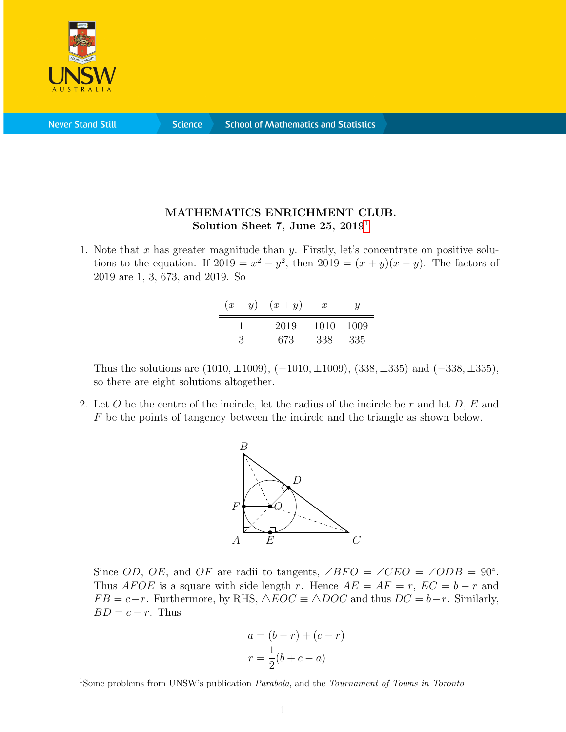**MATHEMATICS ENRICHMENT CLUB.**
**Solution Sheet 7, June 25, 2019**[1]

1. Note that $x$ has greater magnitude than $y$. Firstly, let's concentrate on positive solutions to the equation. If $2019 = x^2 - y^2$, then $2019 = (x + y)(x - y)$. The factors of 2019 are 1, 3, 673, and 2019. So

| $(x - y)$ | $(x + y)$ | $x$ | $y$ |
|---|---|---|---|
| 1 | 2019 | 1010 | 1009 |
| 3 | 673 | 338 | 335 |

Thus the solutions are $(1010, \pm 1009)$, $(-1010, \pm 1009)$, $(338, \pm 335)$ and $(-338, \pm 335)$, so there are eight solutions altogether.

2. Let $O$ be the centre of the incircle, let the radius of the incircle be $r$ and let $D$, $E$ and $F$ be the points of tangency between the incircle and the triangle as shown below.

Since $OD$, $OE$, and $OF$ are radii to tangents, $\angle BFO = \angle CEO = \angle ODB = 90°$. Thus $AFOE$ is a square with side length $r$. Hence $AE = AF = r$, $EC = b - r$ and $FB = c - r$. Furthermore, by RHS, $\triangle EOC \equiv \triangle DOC$ and thus $DC = b - r$. Similarly, $BD = c - r$. Thus

$$a = (b - r) + (c - r)$$
$$r = \frac{1}{2}(b + c - a)$$

[1] Some problems from UNSW's publication *Parabola*, and the *Tournament of Towns in Toronto*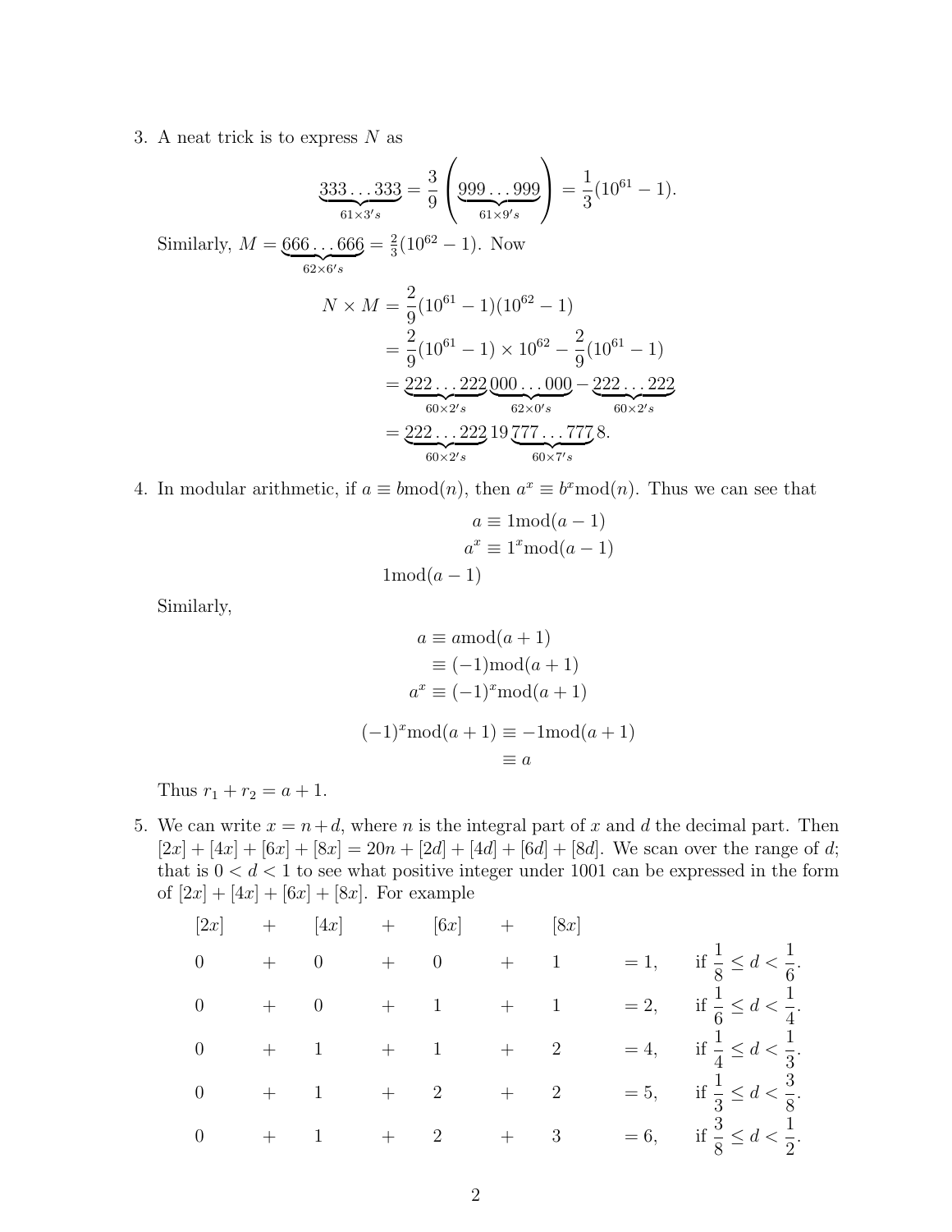3. A neat trick is to express $N$ as

$$\underbrace{333\ldots333}_{61\times 3's} = \frac{3}{9}\left(\underbrace{999\ldots999}_{61\times 9's}\right) = \frac{1}{3}(10^{61}-1).$$

Similarly, $M = \underbrace{666\ldots666}_{62\times 6's} = \frac{2}{3}(10^{62}-1)$. Now

$$\begin{aligned} N \times M &= \frac{2}{9}(10^{61}-1)(10^{62}-1) \\ &= \frac{2}{9}(10^{61}-1)\times 10^{62} - \frac{2}{9}(10^{61}-1) \\ &= \underbrace{222\ldots222}_{60\times 2's}\underbrace{000\ldots000}_{62\times 0's} - \underbrace{222\ldots222}_{60\times 2's} \\ &= \underbrace{222\ldots222}_{60\times 2's}19\underbrace{777\ldots777}_{60\times 7's}8. \end{aligned}$$

4. In modular arithmetic, if $a \equiv b \bmod (n)$, then $a^x \equiv b^x \bmod (n)$. Thus we can see that

$$\begin{aligned} a &\equiv 1 \bmod (a-1) \\ a^x &\equiv 1^x \bmod (a-1) \\ 1 &\bmod (a-1) \end{aligned}$$

Similarly,

$$\begin{aligned} a &\equiv a \bmod (a+1) \\ &\equiv (-1) \bmod (a+1) \\ a^x &\equiv (-1)^x \bmod (a+1) \end{aligned}$$

$$\begin{aligned} (-1)^x \bmod (a+1) &\equiv -1 \bmod (a+1) \\ &\equiv a \end{aligned}$$

Thus $r_1 + r_2 = a + 1$.

5. We can write $x = n + d$, where $n$ is the integral part of $x$ and $d$ the decimal part. Then $[2x] + [4x] + [6x] + [8x] = 20n + [2d] + [4d] + [6d] + [8d]$. We scan over the range of $d$; that is $0 < d < 1$ to see what positive integer under 1001 can be expressed in the form of $[2x] + [4x] + [6x] + [8x]$. For example

| $[2x]$ | + | $[4x]$ | + | $[6x]$ | + | $[8x]$ | | |
|---|---|---|---|---|---|---|---|---|
| 0 | + | 0 | + | 0 | + | 1 | $= 1,$ | if $\frac{1}{8} \le d < \frac{1}{6}$. |
| 0 | + | 0 | + | 1 | + | 1 | $= 2,$ | if $\frac{1}{6} \le d < \frac{1}{4}$. |
| 0 | + | 1 | + | 1 | + | 2 | $= 4,$ | if $\frac{1}{4} \le d < \frac{1}{3}$. |
| 0 | + | 1 | + | 2 | + | 2 | $= 5,$ | if $\frac{1}{3} \le d < \frac{3}{8}$. |
| 0 | + | 1 | + | 2 | + | 3 | $= 6,$ | if $\frac{3}{8} \le d < \frac{1}{2}$. |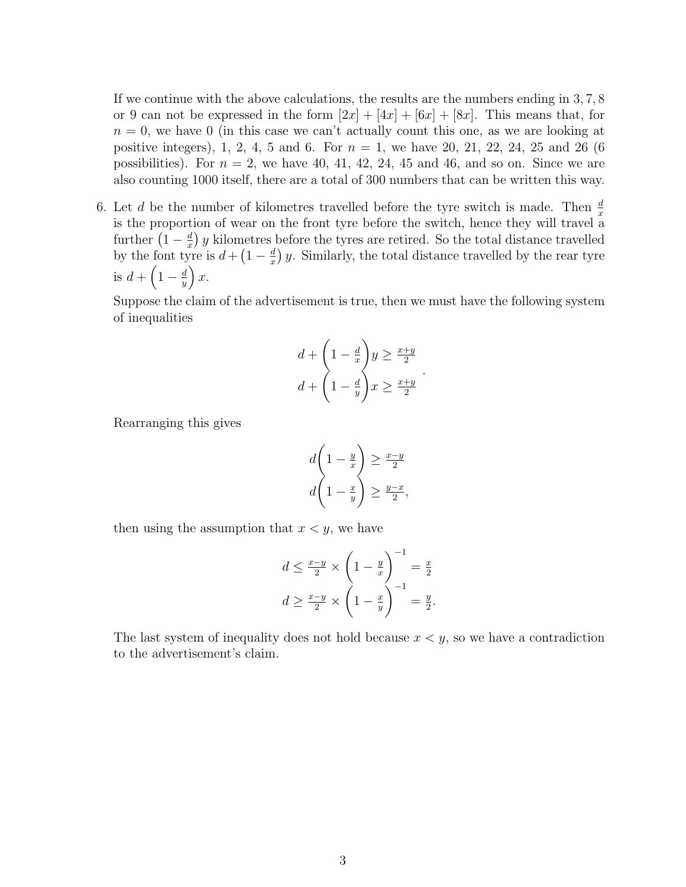If we continue with the above calculations, the results are the numbers ending in 3, 7, 8 or 9 can not be expressed in the form $[2x] + [4x] + [6x] + [8x]$. This means that, for $n = 0$, we have 0 (in this case we can't actually count this one, as we are looking at positive integers), 1, 2, 4, 5 and 6. For $n = 1$, we have 20, 21, 22, 24, 25 and 26 (6 possibilities). For $n = 2$, we have 40, 41, 42, 24, 45 and 46, and so on. Since we are also counting 1000 itself, there are a total of 300 numbers that can be written this way.

6. Let $d$ be the number of kilometres travelled before the tyre switch is made. Then $\frac{d}{x}$ is the proportion of wear on the front tyre before the switch, hence they will travel a further $\left(1 - \frac{d}{x}\right) y$ kilometres before the tyres are retired. So the total distance travelled by the font tyre is $d + \left(1 - \frac{d}{x}\right) y$. Similarly, the total distance travelled by the rear tyre is $d + \left(1 - \frac{d}{y}\right) x$.

   Suppose the claim of the advertisement is true, then we must have the following system of inequalities

$$
\begin{aligned}
d + \left(1 - \frac{d}{x}\right) y &\geq \frac{x+y}{2} \\
d + \left(1 - \frac{d}{y}\right) x &\geq \frac{x+y}{2}
\end{aligned}.
$$

   Rearranging this gives

$$
\begin{aligned}
d\left(1 - \frac{y}{x}\right) &\geq \frac{x-y}{2} \\
d\left(1 - \frac{x}{y}\right) &\geq \frac{y-x}{2},
\end{aligned}
$$

   then using the assumption that $x < y$, we have

$$
\begin{aligned}
d &\leq \frac{x-y}{2} \times \left(1 - \frac{y}{x}\right)^{-1} = \frac{x}{2} \\
d &\geq \frac{x-y}{2} \times \left(1 - \frac{x}{y}\right)^{-1} = \frac{y}{2}.
\end{aligned}
$$

   The last system of inequality does not hold because $x < y$, so we have a contradiction to the advertisement's claim.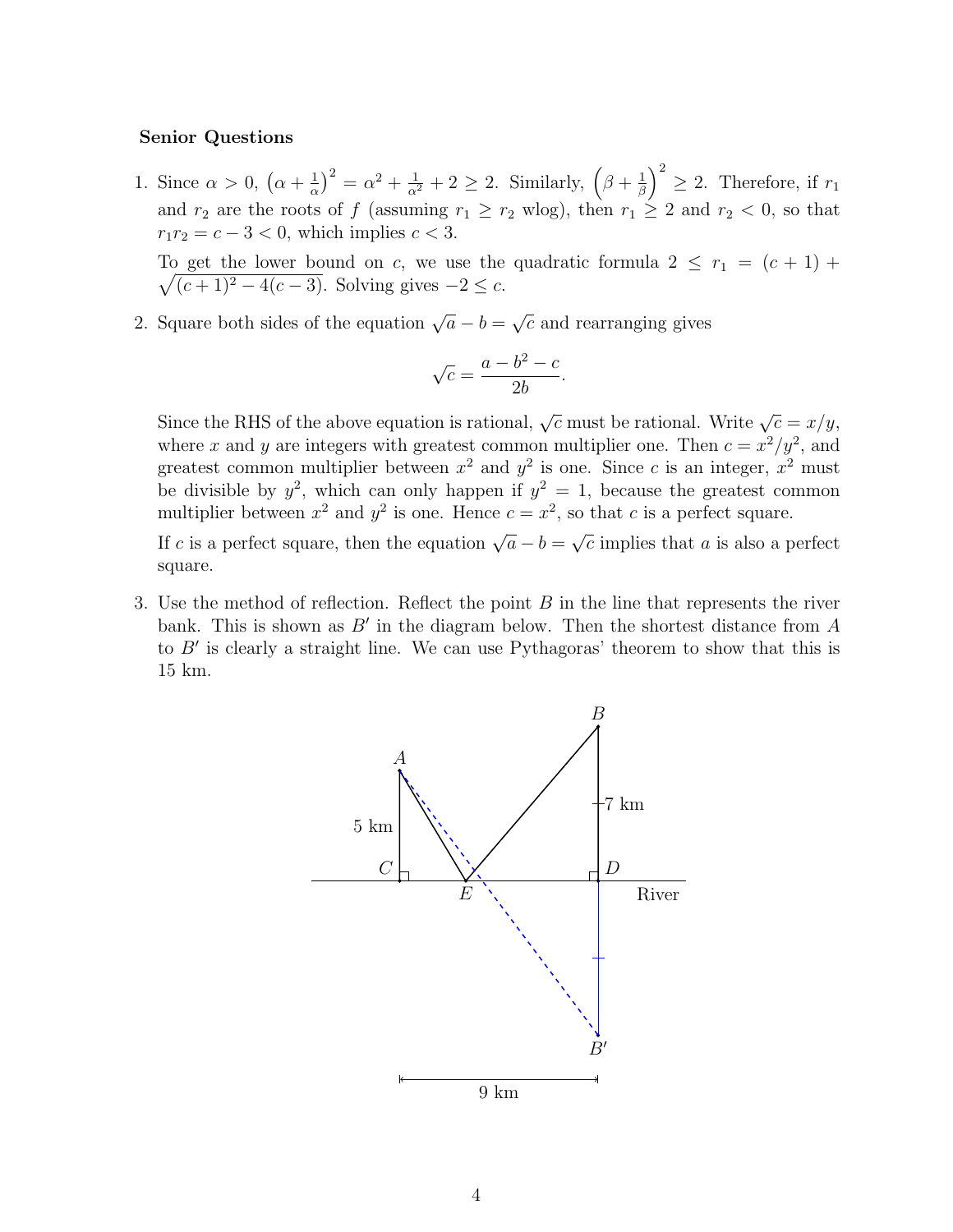**Senior Questions**

1. Since $\alpha > 0$, $\left(\alpha + \frac{1}{\alpha}\right)^2 = \alpha^2 + \frac{1}{\alpha^2} + 2 \geq 2$. Similarly, $\left(\beta + \frac{1}{\beta}\right)^2 \geq 2$. Therefore, if $r_1$ and $r_2$ are the roots of $f$ (assuming $r_1 \geq r_2$ wlog), then $r_1 \geq 2$ and $r_2 < 0$, so that $r_1 r_2 = c - 3 < 0$, which implies $c < 3$.

   To get the lower bound on $c$, we use the quadratic formula $2 \leq r_1 = (c+1) + \sqrt{(c+1)^2 - 4(c-3)}$. Solving gives $-2 \leq c$.

2. Square both sides of the equation $\sqrt{a} - b = \sqrt{c}$ and rearranging gives

   $$\sqrt{c} = \frac{a - b^2 - c}{2b}.$$

   Since the RHS of the above equation is rational, $\sqrt{c}$ must be rational. Write $\sqrt{c} = x/y$, where $x$ and $y$ are integers with greatest common multiplier one. Then $c = x^2/y^2$, and greatest common multiplier between $x^2$ and $y^2$ is one. Since $c$ is an integer, $x^2$ must be divisible by $y^2$, which can only happen if $y^2 = 1$, because the greatest common multiplier between $x^2$ and $y^2$ is one. Hence $c = x^2$, so that $c$ is a perfect square.

   If $c$ is a perfect square, then the equation $\sqrt{a} - b = \sqrt{c}$ implies that $a$ is also a perfect square.

3. Use the method of reflection. Reflect the point $B$ in the line that represents the river bank. This is shown as $B'$ in the diagram below. Then the shortest distance from $A$ to $B'$ is clearly a straight line. We can use Pythagoras' theorem to show that this is 15 km.

B
A
7 km
5 km
C
D
E
River
B′
9 km